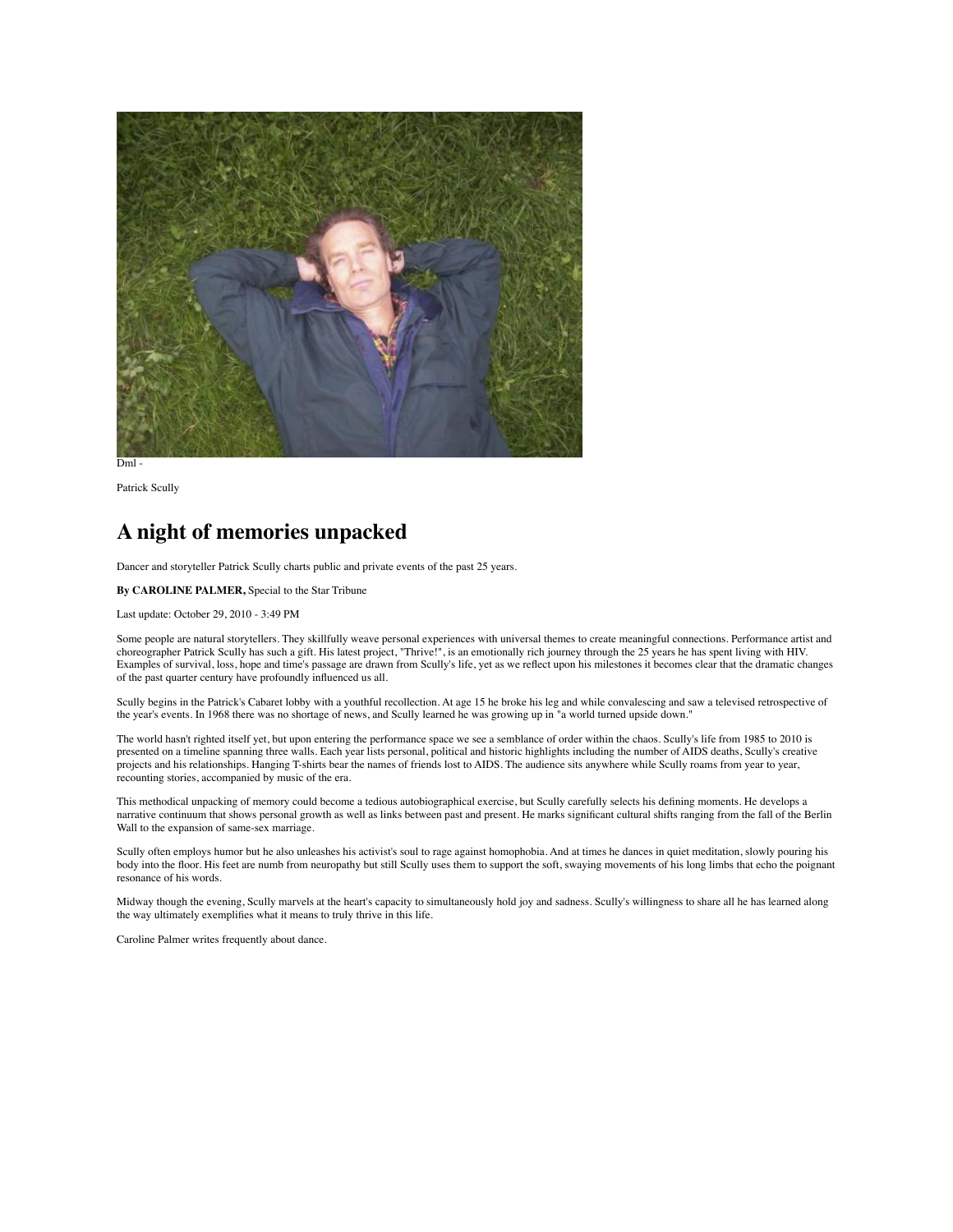Dml -

Patrick Scully

# A night of memories unpacked

Dancer and storyteller Patrick Scully charts public and private events of the past 25 years.

**By CAROLINE PALMER,** Special to the Star Tribune

Last update: October 29, 2010 - 3:49 PM

Some people are natural storytellers. They skillfully weave personal experiences with universal themes to create meaningful connections. Performance artist and choreographer Patrick Scully has such a gift. His latest project, "Thrive!", is an emotionally rich journey through the 25 years he has spent living with HIV. Examples of survival, loss, hope and time's passage are drawn from Scully's life, yet as we reflect upon his milestones it becomes clear that the dramatic changes of the past quarter century have profoundly influenced us all.

Scully begins in the Patrick's Cabaret lobby with a youthful recollection. At age 15 he broke his leg and while convalescing and saw a televised retrospective of the year's events. In 1968 there was no shortage of news, and Scully learned he was growing up in "a world turned upside down."

The world hasn't righted itself yet, but upon entering the performance space we see a semblance of order within the chaos. Scully's life from 1985 to 2010 is presented on a timeline spanning three walls. Each year lists personal, political and historic highlights including the number of AIDS deaths, Scully's creative projects and his relationships. Hanging T-shirts bear the names of friends lost to AIDS. The audience sits anywhere while Scully roams from year to year, recounting stories, accompanied by music of the era.

This methodical unpacking of memory could become a tedious autobiographical exercise, but Scully carefully selects his defining moments. He develops a narrative continuum that shows personal growth as well as links between past and present. He marks significant cultural shifts ranging from the fall of the Berlin Wall to the expansion of same-sex marriage.

Scully often employs humor but he also unleashes his activist's soul to rage against homophobia. And at times he dances in quiet meditation, slowly pouring his body into the floor. His feet are numb from neuropathy but still Scully uses them to support the soft, swaying movements of his long limbs that echo the poignant resonance of his words.

Midway though the evening, Scully marvels at the heart's capacity to simultaneously hold joy and sadness. Scully's willingness to share all he has learned along the way ultimately exemplifies what it means to truly thrive in this life.

Caroline Palmer writes frequently about dance.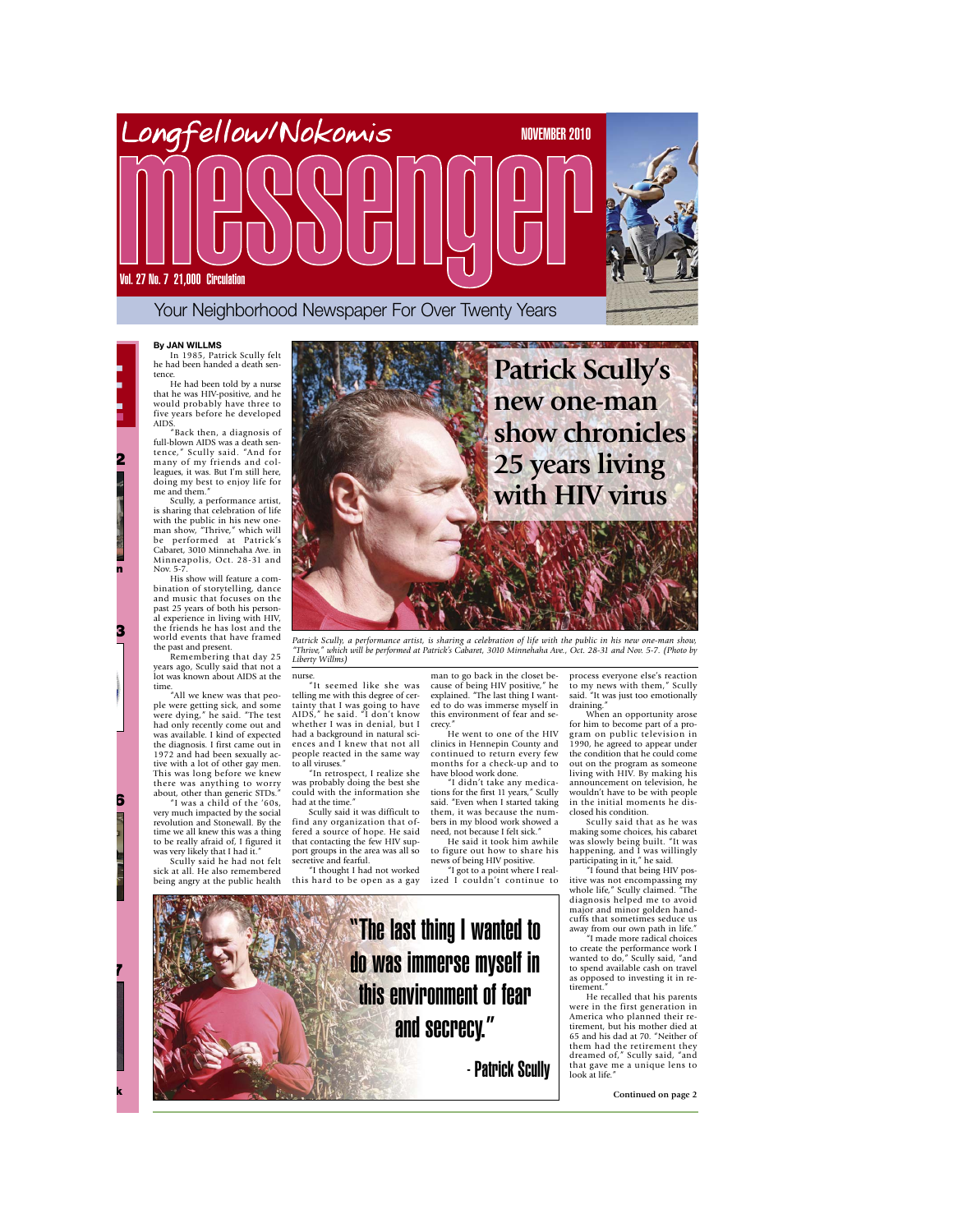# Longfellow/Nokomis messenger

NOVEMBER 2010

Vol. 27 No. 7 21,000 Circulation

Your Neighborhood Newspaper For Over Twenty Years

## Patrick Scully's new one-man show chronicles 25 years living with HIV virus

*Patrick Scully, a performance artist, is sharing a celebration of life with the public in his new one-man show, "Thrive," which will be performed at Patrick's Cabaret, 3010 Minnehaha Ave., Oct. 28-31 and Nov. 5-7. (Photo by Liberty Willms)*

**By JAN WILLMS**

In 1985, Patrick Scully felt he had been handed a death sentence.

He had been told by a nurse that he was HIV-positive, and he would probably have three to five years before he developed AIDS.

"Back then, a diagnosis of full-blown AIDS was a death sentence," Scully said. "And for many of my friends and colleagues, it was. But I'm still here, doing my best to enjoy life for me and them."

Scully, a performance artist, is sharing that celebration of life with the public in his new one-man show, "Thrive," which will be performed at Patrick's Cabaret, 3010 Minnehaha Ave. in Minneapolis, Oct. 28-31 and Nov. 5-7.

His show will feature a combination of storytelling, dance and music that focuses on the past 25 years of both his personal experience in living with HIV, the friends he has lost and the world events that have framed the past and present.

Remembering that day 25 years ago, Scully said that not a lot was known about AIDS at the time.

"All we knew was that people were getting sick, and some were dying," he said. "The test had only recently come out and was available. I kind of expected the diagnosis. I first came out in 1972 and had been sexually active with a lot of other gay men. This was long before we knew there was anything to worry about, other than generic STDs."

"I was a child of the '60s, very much impacted by the social revolution and Stonewall. By the time we all knew this was a thing to be really afraid of, I figured it was very likely that I had it."

Scully said he had not felt sick at all. He also remembered being angry at the public health nurse.

"It seemed like she was telling me with this degree of certainty that I was going to have AIDS," he said. "I don't know whether I was in denial, but I had a background in natural sciences and I knew that not all people reacted in the same way to all viruses."

"In retrospect, I realize she was probably doing the best she could with the information she had at the time."

Scully said it was difficult to find any organization that offered a source of hope. He said that contacting the few HIV support groups in the area was all so secretive and fearful.

"I thought I had not worked this hard to be open as a gay man to go back in the closet because of being HIV positive," he explained. "The last thing I wanted to do was immerse myself in this environment of fear and secrecy."

He went to one of the HIV clinics in Hennepin County and continued to return every few months for a check-up and to have blood work done.

"I didn't take any medications for the first 11 years," Scully said. "Even when I started taking them, it was because the numbers in my blood work showed a need, not because I felt sick."

He said it took him awhile to figure out how to share his news of being HIV positive.

"I got to a point where I realized I couldn't continue to process everyone else's reaction to my news with them," Scully said. "It was just too emotionally draining."

When an opportunity arose for him to become part of a program on public television in 1990, he agreed to appear under the condition that he could come out on the program as someone living with HIV. By making his announcement on television, he wouldn't have to be with people in the initial moments he disclosed his condition.

Scully said that as he was making some choices, his cabaret was slowly being built. "It was happening, and I was willingly participating in it," he said.

"I found that being HIV positive was not encompassing my whole life," Scully claimed. "The diagnosis helped me to avoid major and minor golden handcuffs that sometimes seduce us away from our own path in life."

"I made more radical choices to create the performance work I wanted to do," Scully said, "and to spend available cash on travel as opposed to investing it in retirement."

He recalled that his parents were in the first generation in America who planned their retirement, but his mother died at 65 and his dad at 70. "Neither of them had the retirement they dreamed of," Scully said, "and that gave me a unique lens to look at life."

**Continued on page 2**

> "The last thing I wanted to do was immerse myself in this environment of fear and secrecy."
>
> - Patrick Scully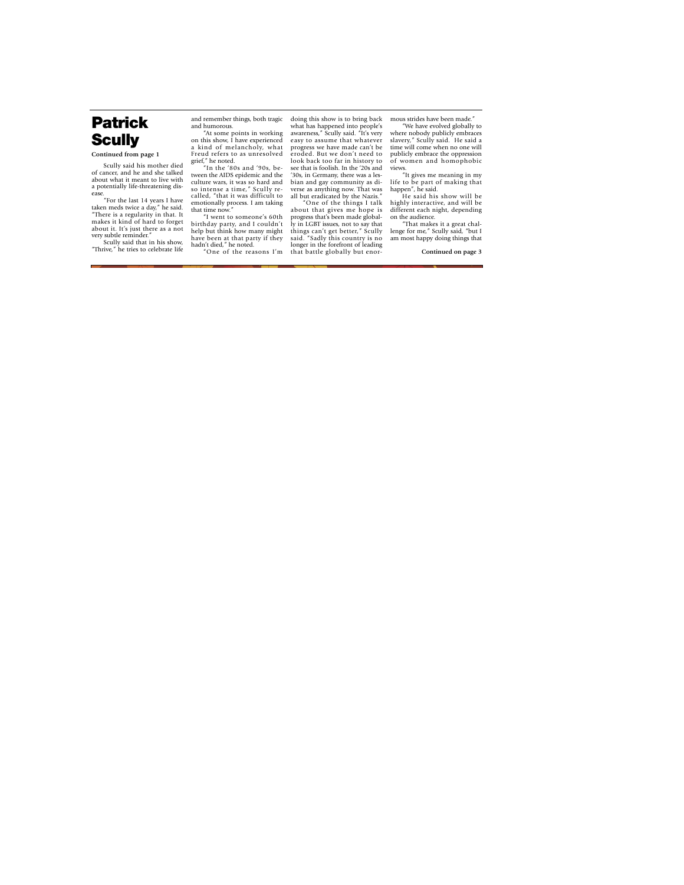# Patrick Scully

**Continued from page 1**

Scully said his mother died of cancer, and he and she talked about what it meant to live with a potentially life-threatening disease.

"For the last 14 years I have taken meds twice a day," he said. "There is a regularity in that. It makes it kind of hard to forget about it. It's just there as a not very subtle reminder."

Scully said that in his show, "Thrive," he tries to celebrate life and remember things, both tragic and humorous.

"At some points in working on this show, I have experienced a kind of melancholy, what Freud refers to as unresolved grief," he noted.

"In the '80s and '90s, between the AIDS epidemic and the culture wars, it was so hard and so intense a time," Scully recalled, "that it was difficult to emotionally process. I am taking that time now."

"I went to someone's 60th birthday party, and I couldn't help but think how many might have been at that party if they hadn't died," he noted.

"One of the reasons I'm doing this show is to bring back what has happened into people's awareness," Scully said. "It's very easy to assume that whatever progress we have made can't be eroded. But we don't need to look back too far in history to see that is foolish. In the '20s and '30s, in Germany, there was a lesbian and gay community as diverse as anything now. That was all but eradicated by the Nazis."

"One of the things I talk about that gives me hope is progress that's been made globally in LGBT issues, not to say that things can't get better," Scully said. "Sadly this country is no longer in the forefront of leading that battle globally but enormous strides have been made."

"We have evolved globally to where nobody publicly embraces slavery," Scully said. He said a time will come when no one will publicly embrace the oppression of women and homophobic views.

"It gives me meaning in my life to be part of making that happen", he said.

He said his show will be highly interactive, and will be different each night, depending on the audience.

"That makes it a great challenge for me," Scully said, "but I am most happy doing things that

**Continued on page 3**